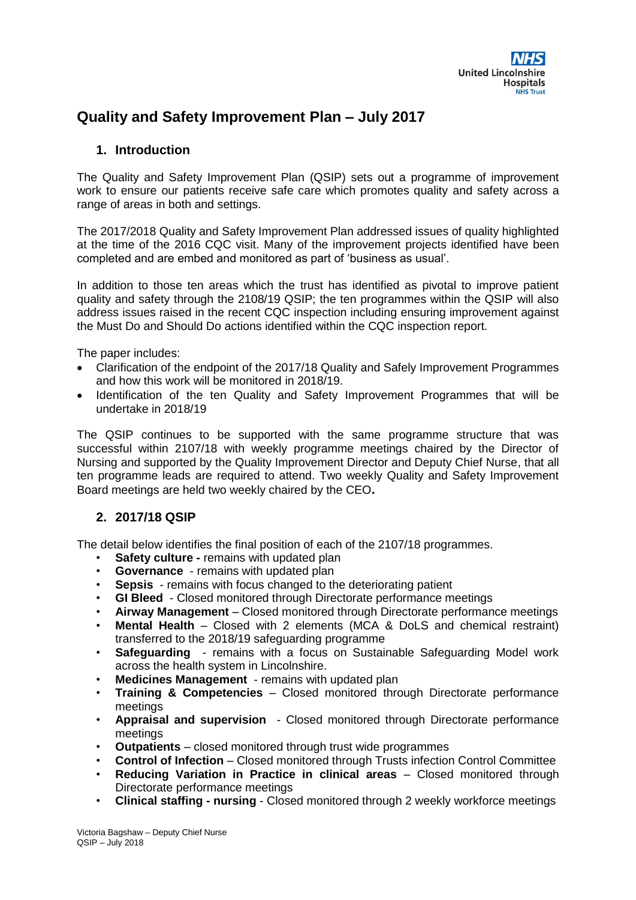# Quality and Safety Improvement Plan – July 2017

## 1. Introduction

The Quality and Safety Improvement Plan (QSIP) sets out a programme of improvement work to ensure our patients receive safe care which promotes quality and safety across a range of areas in both and settings.

The 2017/2018 Quality and Safety Improvement Plan addressed issues of quality highlighted at the time of the 2016 CQC visit. Many of the improvement projects identified have been completed and are embed and monitored as part of 'business as usual'.

In addition to those ten areas which the trust has identified as pivotal to improve patient quality and safety through the 2108/19 QSIP; the ten programmes within the QSIP will also address issues raised in the recent CQC inspection including ensuring improvement against the Must Do and Should Do actions identified within the CQC inspection report.

The paper includes:

- Clarification of the endpoint of the 2017/18 Quality and Safely Improvement Programmes and how this work will be monitored in 2018/19.
- Identification of the ten Quality and Safety Improvement Programmes that will be undertake in 2018/19

The QSIP continues to be supported with the same programme structure that was successful within 2107/18 with weekly programme meetings chaired by the Director of Nursing and supported by the Quality Improvement Director and Deputy Chief Nurse, that all ten programme leads are required to attend. Two weekly Quality and Safety Improvement Board meetings are held two weekly chaired by the CEO**.**

## 2. 2017/18 QSIP

The detail below identifies the final position of each of the 2107/18 programmes.

- **Safety culture -** remains with updated plan
- **Governance** - remains with updated plan
- **Sepsis** - remains with focus changed to the deteriorating patient
- **GI Bleed** - Closed monitored through Directorate performance meetings
- **Airway Management** – Closed monitored through Directorate performance meetings
- **Mental Health** – Closed with 2 elements (MCA & DoLS and chemical restraint) transferred to the 2018/19 safeguarding programme
- **Safeguarding** - remains with a focus on Sustainable Safeguarding Model work across the health system in Lincolnshire.
- **Medicines Management** - remains with updated plan
- **Training & Competencies** – Closed monitored through Directorate performance meetings
- **Appraisal and supervision** - Closed monitored through Directorate performance meetings
- **Outpatients** – closed monitored through trust wide programmes
- **Control of Infection** – Closed monitored through Trusts infection Control Committee
- **Reducing Variation in Practice in clinical areas** – Closed monitored through Directorate performance meetings
- **Clinical staffing - nursing** - Closed monitored through 2 weekly workforce meetings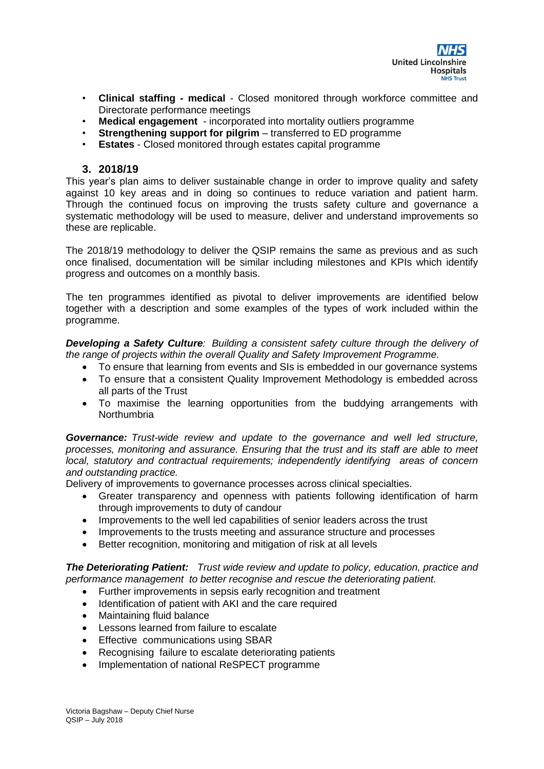- **Clinical staffing - medical** - Closed monitored through workforce committee and Directorate performance meetings
- **Medical engagement** - incorporated into mortality outliers programme
- **Strengthening support for pilgrim** – transferred to ED programme
- **Estates** - Closed monitored through estates capital programme

## 3. 2018/19

This year's plan aims to deliver sustainable change in order to improve quality and safety against 10 key areas and in doing so continues to reduce variation and patient harm. Through the continued focus on improving the trusts safety culture and governance a systematic methodology will be used to measure, deliver and understand improvements so these are replicable.

The 2018/19 methodology to deliver the QSIP remains the same as previous and as such once finalised, documentation will be similar including milestones and KPIs which identify progress and outcomes on a monthly basis.

The ten programmes identified as pivotal to deliver improvements are identified below together with a description and some examples of the types of work included within the programme.

***Developing a Safety Culture**: Building a consistent safety culture through the delivery of the range of projects within the overall Quality and Safety Improvement Programme.*

- To ensure that learning from events and SIs is embedded in our governance systems
- To ensure that a consistent Quality Improvement Methodology is embedded across all parts of the Trust
- To maximise the learning opportunities from the buddying arrangements with Northumbria

***Governance:** Trust-wide review and update to the governance and well led structure, processes, monitoring and assurance. Ensuring that the trust and its staff are able to meet local, statutory and contractual requirements; independently identifying areas of concern and outstanding practice.*

Delivery of improvements to governance processes across clinical specialties.

- Greater transparency and openness with patients following identification of harm through improvements to duty of candour
- Improvements to the well led capabilities of senior leaders across the trust
- Improvements to the trusts meeting and assurance structure and processes
- Better recognition, monitoring and mitigation of risk at all levels

***The Deteriorating Patient:** Trust wide review and update to policy, education, practice and performance management to better recognise and rescue the deteriorating patient.*

- Further improvements in sepsis early recognition and treatment
- Identification of patient with AKI and the care required
- Maintaining fluid balance
- Lessons learned from failure to escalate
- Effective communications using SBAR
- Recognising failure to escalate deteriorating patients
- Implementation of national ReSPECT programme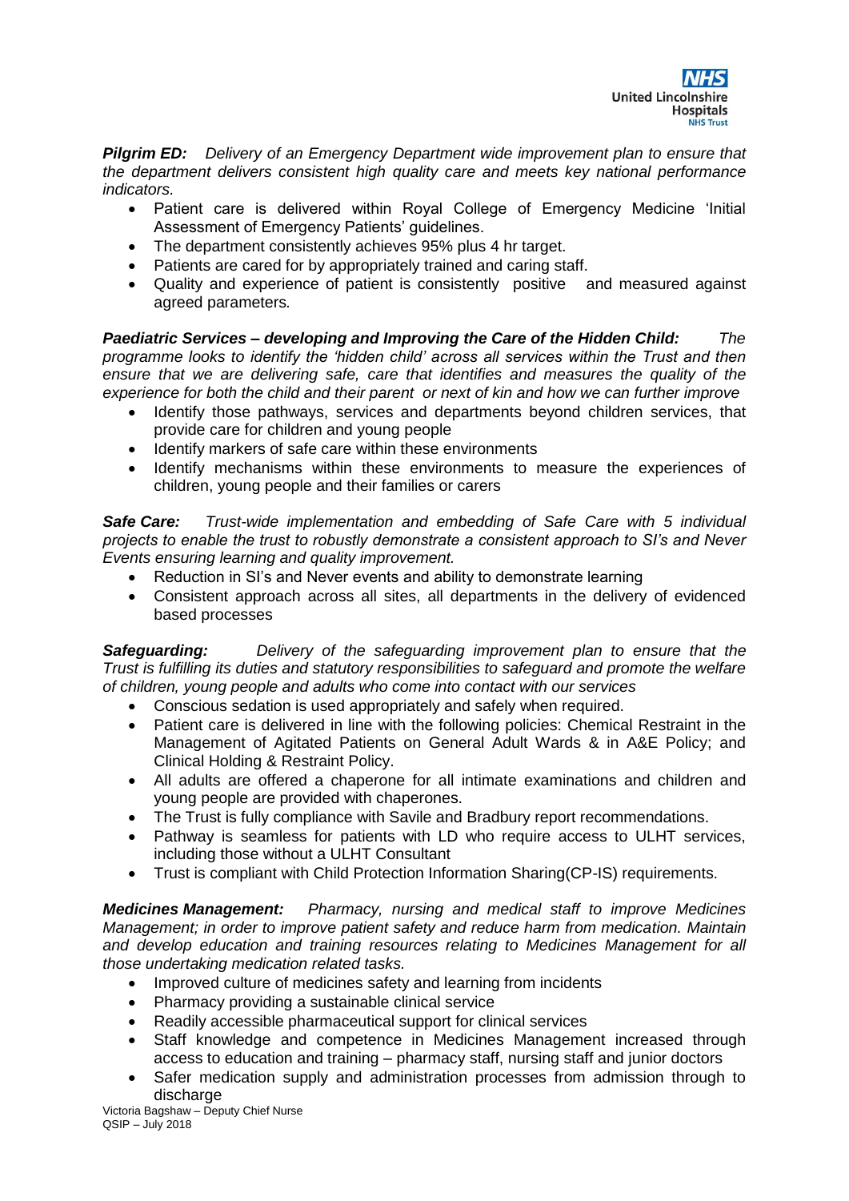***Pilgrim ED:*** *Delivery of an Emergency Department wide improvement plan to ensure that the department delivers consistent high quality care and meets key national performance indicators.*

- Patient care is delivered within Royal College of Emergency Medicine 'Initial Assessment of Emergency Patients' guidelines.
- The department consistently achieves 95% plus 4 hr target.
- Patients are cared for by appropriately trained and caring staff.
- Quality and experience of patient is consistently positive and measured against agreed parameters.

***Paediatric Services – developing and Improving the Care of the Hidden Child:*** *The programme looks to identify the 'hidden child' across all services within the Trust and then ensure that we are delivering safe, care that identifies and measures the quality of the experience for both the child and their parent or next of kin and how we can further improve*

- Identify those pathways, services and departments beyond children services, that provide care for children and young people
- Identify markers of safe care within these environments
- Identify mechanisms within these environments to measure the experiences of children, young people and their families or carers

***Safe Care:*** *Trust-wide implementation and embedding of Safe Care with 5 individual projects to enable the trust to robustly demonstrate a consistent approach to SI's and Never Events ensuring learning and quality improvement.*

- Reduction in SI's and Never events and ability to demonstrate learning
- Consistent approach across all sites, all departments in the delivery of evidenced based processes

***Safeguarding:*** *Delivery of the safeguarding improvement plan to ensure that the Trust is fulfilling its duties and statutory responsibilities to safeguard and promote the welfare of children, young people and adults who come into contact with our services*

- Conscious sedation is used appropriately and safely when required.
- Patient care is delivered in line with the following policies: Chemical Restraint in the Management of Agitated Patients on General Adult Wards & in A&E Policy; and Clinical Holding & Restraint Policy.
- All adults are offered a chaperone for all intimate examinations and children and young people are provided with chaperones.
- The Trust is fully compliance with Savile and Bradbury report recommendations.
- Pathway is seamless for patients with LD who require access to ULHT services, including those without a ULHT Consultant
- Trust is compliant with Child Protection Information Sharing(CP-IS) requirements.

***Medicines Management:*** *Pharmacy, nursing and medical staff to improve Medicines Management; in order to improve patient safety and reduce harm from medication. Maintain and develop education and training resources relating to Medicines Management for all those undertaking medication related tasks.*

- Improved culture of medicines safety and learning from incidents
- Pharmacy providing a sustainable clinical service
- Readily accessible pharmaceutical support for clinical services
- Staff knowledge and competence in Medicines Management increased through access to education and training – pharmacy staff, nursing staff and junior doctors
- Safer medication supply and administration processes from admission through to discharge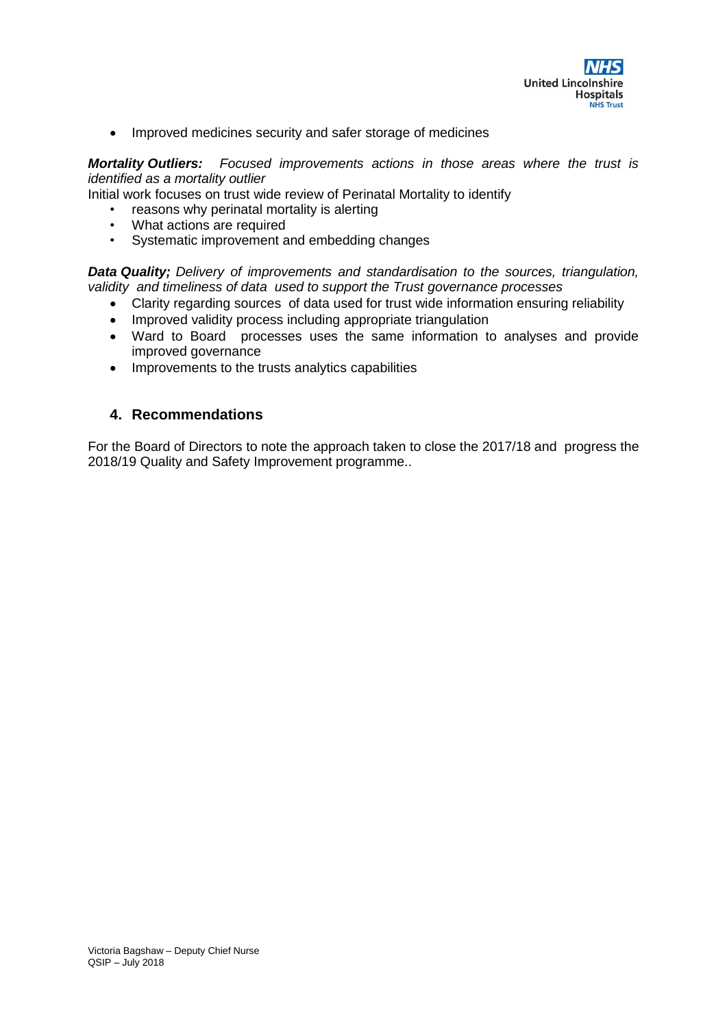- Improved medicines security and safer storage of medicines

***Mortality Outliers:*** *Focused improvements actions in those areas where the trust is identified as a mortality outlier*

Initial work focuses on trust wide review of Perinatal Mortality to identify

- reasons why perinatal mortality is alerting
- What actions are required
- Systematic improvement and embedding changes

***Data Quality;*** *Delivery of improvements and standardisation to the sources, triangulation, validity and timeliness of data used to support the Trust governance processes*

- Clarity regarding sources of data used for trust wide information ensuring reliability
- Improved validity process including appropriate triangulation
- Ward to Board processes uses the same information to analyses and provide improved governance
- Improvements to the trusts analytics capabilities

## 4. Recommendations

For the Board of Directors to note the approach taken to close the 2017/18 and progress the 2018/19 Quality and Safety Improvement programme..